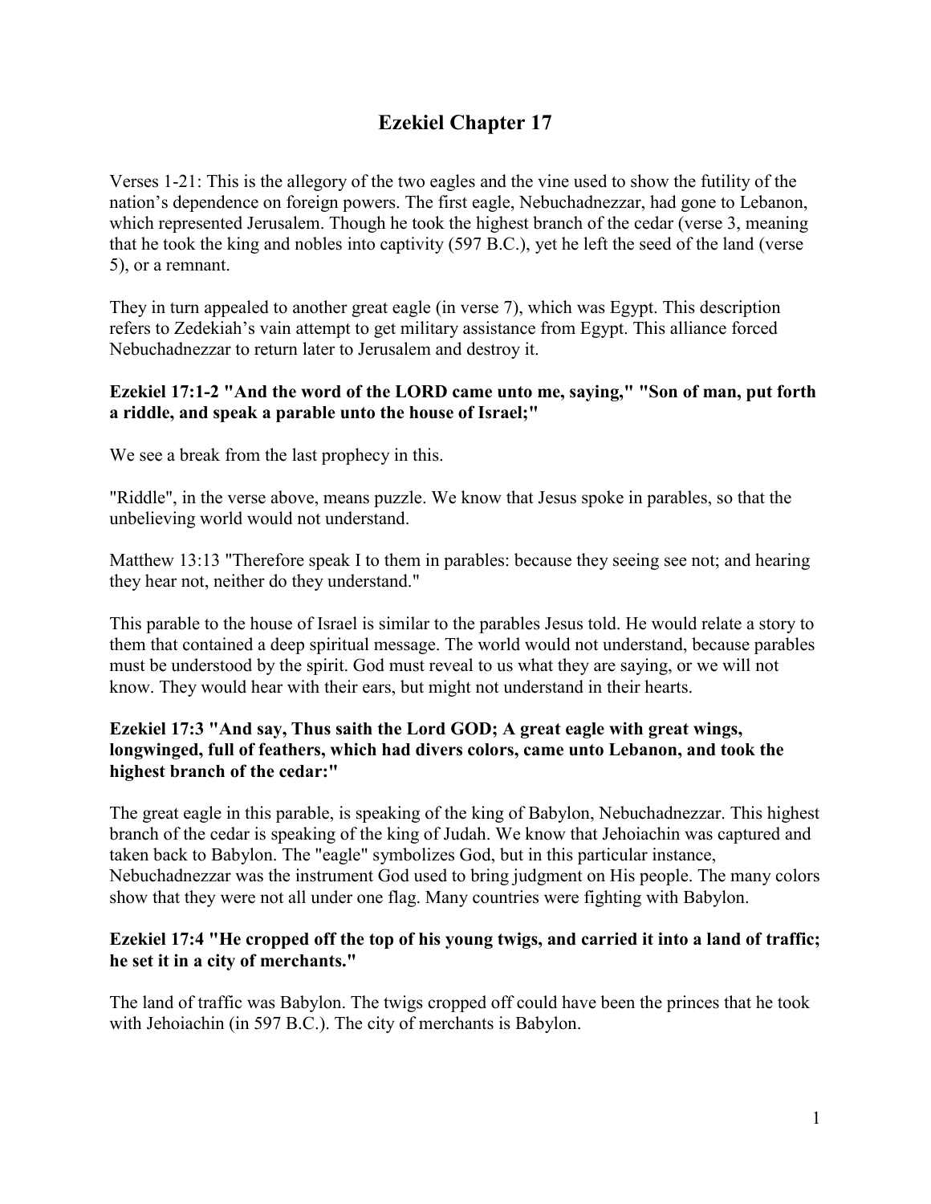# Ezekiel Chapter 17

Verses 1-21: This is the allegory of the two eagles and the vine used to show the futility of the nation's dependence on foreign powers. The first eagle, Nebuchadnezzar, had gone to Lebanon, which represented Jerusalem. Though he took the highest branch of the cedar (verse 3, meaning that he took the king and nobles into captivity (597 B.C.), yet he left the seed of the land (verse 5), or a remnant.

They in turn appealed to another great eagle (in verse 7), which was Egypt. This description refers to Zedekiah's vain attempt to get military assistance from Egypt. This alliance forced Nebuchadnezzar to return later to Jerusalem and destroy it.

**Ezekiel 17:1-2 "And the word of the LORD came unto me, saying," "Son of man, put forth a riddle, and speak a parable unto the house of Israel;"**

We see a break from the last prophecy in this.

"Riddle", in the verse above, means puzzle. We know that Jesus spoke in parables, so that the unbelieving world would not understand.

Matthew 13:13 "Therefore speak I to them in parables: because they seeing see not; and hearing they hear not, neither do they understand."

This parable to the house of Israel is similar to the parables Jesus told. He would relate a story to them that contained a deep spiritual message. The world would not understand, because parables must be understood by the spirit. God must reveal to us what they are saying, or we will not know. They would hear with their ears, but might not understand in their hearts.

**Ezekiel 17:3 "And say, Thus saith the Lord GOD; A great eagle with great wings, longwinged, full of feathers, which had divers colors, came unto Lebanon, and took the highest branch of the cedar:"**

The great eagle in this parable, is speaking of the king of Babylon, Nebuchadnezzar. This highest branch of the cedar is speaking of the king of Judah. We know that Jehoiachin was captured and taken back to Babylon. The "eagle" symbolizes God, but in this particular instance, Nebuchadnezzar was the instrument God used to bring judgment on His people. The many colors show that they were not all under one flag. Many countries were fighting with Babylon.

**Ezekiel 17:4 "He cropped off the top of his young twigs, and carried it into a land of traffic; he set it in a city of merchants."**

The land of traffic was Babylon. The twigs cropped off could have been the princes that he took with Jehoiachin (in 597 B.C.). The city of merchants is Babylon.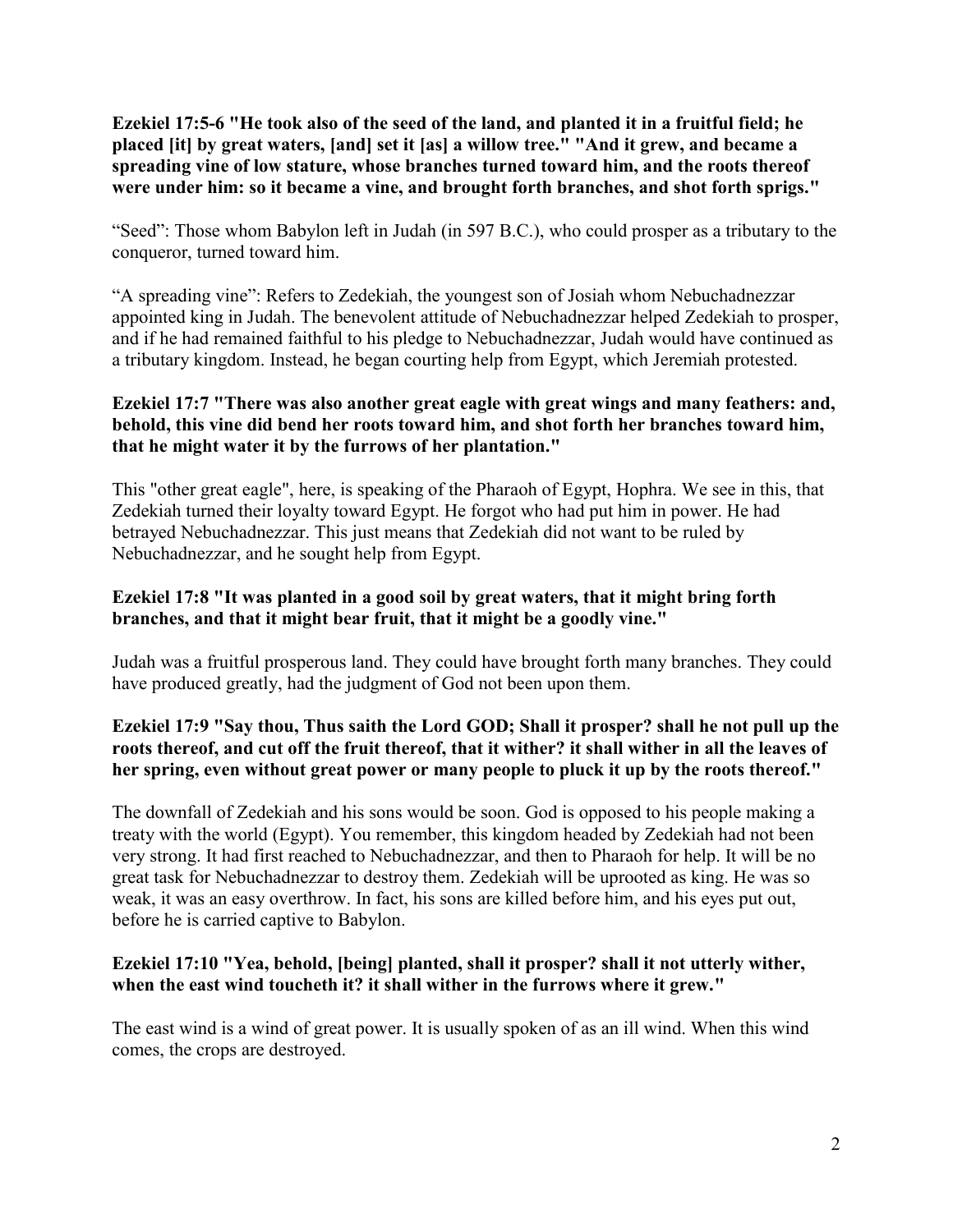**Ezekiel 17:5-6 "He took also of the seed of the land, and planted it in a fruitful field; he placed [it] by great waters, [and] set it [as] a willow tree." "And it grew, and became a spreading vine of low stature, whose branches turned toward him, and the roots thereof were under him: so it became a vine, and brought forth branches, and shot forth sprigs."**

"Seed": Those whom Babylon left in Judah (in 597 B.C.), who could prosper as a tributary to the conqueror, turned toward him.

"A spreading vine": Refers to Zedekiah, the youngest son of Josiah whom Nebuchadnezzar appointed king in Judah. The benevolent attitude of Nebuchadnezzar helped Zedekiah to prosper, and if he had remained faithful to his pledge to Nebuchadnezzar, Judah would have continued as a tributary kingdom. Instead, he began courting help from Egypt, which Jeremiah protested.

**Ezekiel 17:7 "There was also another great eagle with great wings and many feathers: and, behold, this vine did bend her roots toward him, and shot forth her branches toward him, that he might water it by the furrows of her plantation."**

This "other great eagle", here, is speaking of the Pharaoh of Egypt, Hophra. We see in this, that Zedekiah turned their loyalty toward Egypt. He forgot who had put him in power. He had betrayed Nebuchadnezzar. This just means that Zedekiah did not want to be ruled by Nebuchadnezzar, and he sought help from Egypt.

**Ezekiel 17:8 "It was planted in a good soil by great waters, that it might bring forth branches, and that it might bear fruit, that it might be a goodly vine."**

Judah was a fruitful prosperous land. They could have brought forth many branches. They could have produced greatly, had the judgment of God not been upon them.

**Ezekiel 17:9 "Say thou, Thus saith the Lord GOD; Shall it prosper? shall he not pull up the roots thereof, and cut off the fruit thereof, that it wither? it shall wither in all the leaves of her spring, even without great power or many people to pluck it up by the roots thereof."**

The downfall of Zedekiah and his sons would be soon. God is opposed to his people making a treaty with the world (Egypt). You remember, this kingdom headed by Zedekiah had not been very strong. It had first reached to Nebuchadnezzar, and then to Pharaoh for help. It will be no great task for Nebuchadnezzar to destroy them. Zedekiah will be uprooted as king. He was so weak, it was an easy overthrow. In fact, his sons are killed before him, and his eyes put out, before he is carried captive to Babylon.

**Ezekiel 17:10 "Yea, behold, [being] planted, shall it prosper? shall it not utterly wither, when the east wind toucheth it? it shall wither in the furrows where it grew."**

The east wind is a wind of great power. It is usually spoken of as an ill wind. When this wind comes, the crops are destroyed.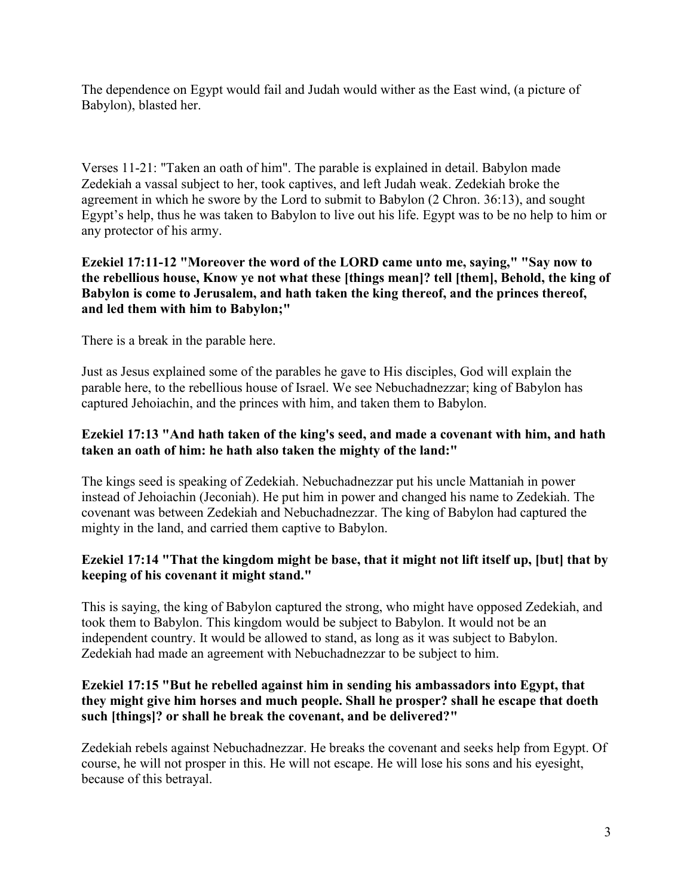The dependence on Egypt would fail and Judah would wither as the East wind, (a picture of Babylon), blasted her.

Verses 11-21: "Taken an oath of him". The parable is explained in detail. Babylon made Zedekiah a vassal subject to her, took captives, and left Judah weak. Zedekiah broke the agreement in which he swore by the Lord to submit to Babylon (2 Chron. 36:13), and sought Egypt's help, thus he was taken to Babylon to live out his life. Egypt was to be no help to him or any protector of his army.

**Ezekiel 17:11-12 "Moreover the word of the LORD came unto me, saying," "Say now to the rebellious house, Know ye not what these [things mean]? tell [them], Behold, the king of Babylon is come to Jerusalem, and hath taken the king thereof, and the princes thereof, and led them with him to Babylon;"**

There is a break in the parable here.

Just as Jesus explained some of the parables he gave to His disciples, God will explain the parable here, to the rebellious house of Israel. We see Nebuchadnezzar; king of Babylon has captured Jehoiachin, and the princes with him, and taken them to Babylon.

**Ezekiel 17:13 "And hath taken of the king's seed, and made a covenant with him, and hath taken an oath of him: he hath also taken the mighty of the land:"**

The kings seed is speaking of Zedekiah. Nebuchadnezzar put his uncle Mattaniah in power instead of Jehoiachin (Jeconiah). He put him in power and changed his name to Zedekiah. The covenant was between Zedekiah and Nebuchadnezzar. The king of Babylon had captured the mighty in the land, and carried them captive to Babylon.

**Ezekiel 17:14 "That the kingdom might be base, that it might not lift itself up, [but] that by keeping of his covenant it might stand."**

This is saying, the king of Babylon captured the strong, who might have opposed Zedekiah, and took them to Babylon. This kingdom would be subject to Babylon. It would not be an independent country. It would be allowed to stand, as long as it was subject to Babylon. Zedekiah had made an agreement with Nebuchadnezzar to be subject to him.

**Ezekiel 17:15 "But he rebelled against him in sending his ambassadors into Egypt, that they might give him horses and much people. Shall he prosper? shall he escape that doeth such [things]? or shall he break the covenant, and be delivered?"**

Zedekiah rebels against Nebuchadnezzar. He breaks the covenant and seeks help from Egypt. Of course, he will not prosper in this. He will not escape. He will lose his sons and his eyesight, because of this betrayal.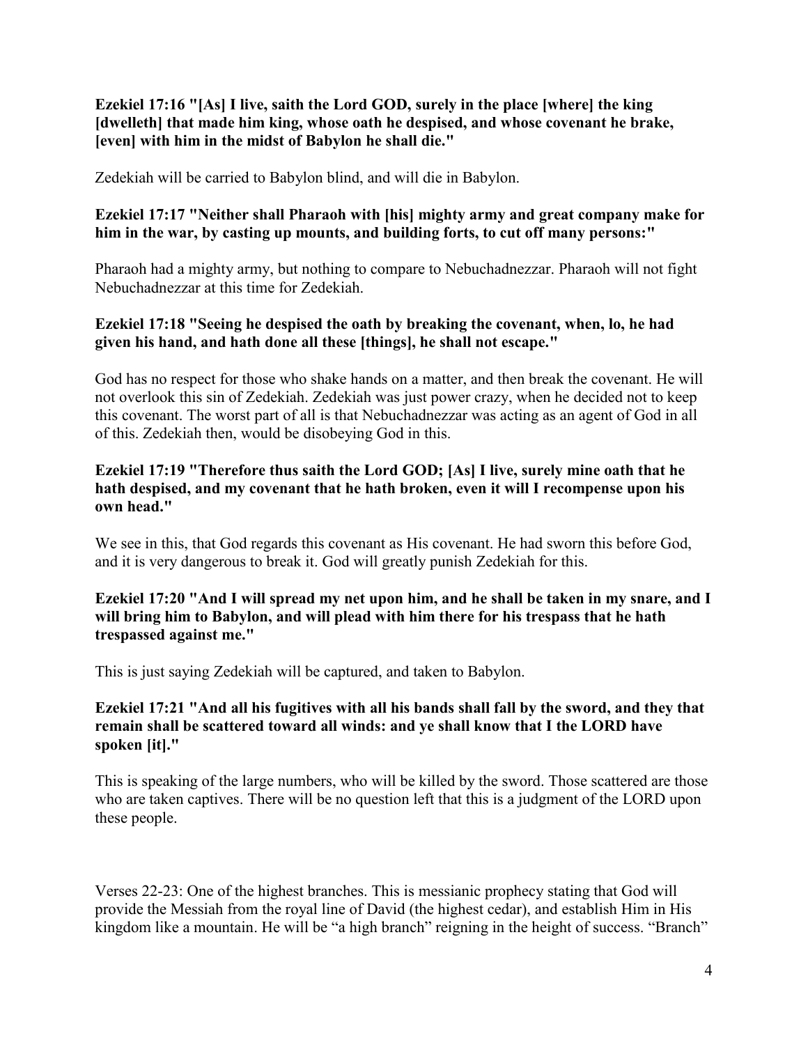**Ezekiel 17:16 "[As] I live, saith the Lord GOD, surely in the place [where] the king [dwelleth] that made him king, whose oath he despised, and whose covenant he brake, [even] with him in the midst of Babylon he shall die."**

Zedekiah will be carried to Babylon blind, and will die in Babylon.

**Ezekiel 17:17 "Neither shall Pharaoh with [his] mighty army and great company make for him in the war, by casting up mounts, and building forts, to cut off many persons:"**

Pharaoh had a mighty army, but nothing to compare to Nebuchadnezzar. Pharaoh will not fight Nebuchadnezzar at this time for Zedekiah.

**Ezekiel 17:18 "Seeing he despised the oath by breaking the covenant, when, lo, he had given his hand, and hath done all these [things], he shall not escape."**

God has no respect for those who shake hands on a matter, and then break the covenant. He will not overlook this sin of Zedekiah. Zedekiah was just power crazy, when he decided not to keep this covenant. The worst part of all is that Nebuchadnezzar was acting as an agent of God in all of this. Zedekiah then, would be disobeying God in this.

**Ezekiel 17:19 "Therefore thus saith the Lord GOD; [As] I live, surely mine oath that he hath despised, and my covenant that he hath broken, even it will I recompense upon his own head."**

We see in this, that God regards this covenant as His covenant. He had sworn this before God, and it is very dangerous to break it. God will greatly punish Zedekiah for this.

**Ezekiel 17:20 "And I will spread my net upon him, and he shall be taken in my snare, and I will bring him to Babylon, and will plead with him there for his trespass that he hath trespassed against me."**

This is just saying Zedekiah will be captured, and taken to Babylon.

**Ezekiel 17:21 "And all his fugitives with all his bands shall fall by the sword, and they that remain shall be scattered toward all winds: and ye shall know that I the LORD have spoken [it]."**

This is speaking of the large numbers, who will be killed by the sword. Those scattered are those who are taken captives. There will be no question left that this is a judgment of the LORD upon these people.

Verses 22-23: One of the highest branches. This is messianic prophecy stating that God will provide the Messiah from the royal line of David (the highest cedar), and establish Him in His kingdom like a mountain. He will be "a high branch" reigning in the height of success. "Branch"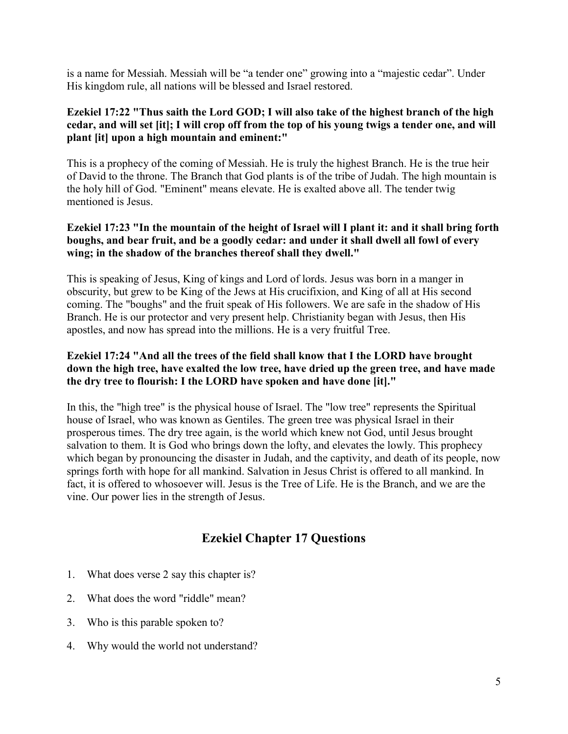is a name for Messiah. Messiah will be "a tender one" growing into a "majestic cedar". Under His kingdom rule, all nations will be blessed and Israel restored.

**Ezekiel 17:22 "Thus saith the Lord GOD; I will also take of the highest branch of the high cedar, and will set [it]; I will crop off from the top of his young twigs a tender one, and will plant [it] upon a high mountain and eminent:"**

This is a prophecy of the coming of Messiah. He is truly the highest Branch. He is the true heir of David to the throne. The Branch that God plants is of the tribe of Judah. The high mountain is the holy hill of God. "Eminent" means elevate. He is exalted above all. The tender twig mentioned is Jesus.

**Ezekiel 17:23 "In the mountain of the height of Israel will I plant it: and it shall bring forth boughs, and bear fruit, and be a goodly cedar: and under it shall dwell all fowl of every wing; in the shadow of the branches thereof shall they dwell."**

This is speaking of Jesus, King of kings and Lord of lords. Jesus was born in a manger in obscurity, but grew to be King of the Jews at His crucifixion, and King of all at His second coming. The "boughs" and the fruit speak of His followers. We are safe in the shadow of His Branch. He is our protector and very present help. Christianity began with Jesus, then His apostles, and now has spread into the millions. He is a very fruitful Tree.

**Ezekiel 17:24 "And all the trees of the field shall know that I the LORD have brought down the high tree, have exalted the low tree, have dried up the green tree, and have made the dry tree to flourish: I the LORD have spoken and have done [it]."**

In this, the "high tree" is the physical house of Israel. The "low tree" represents the Spiritual house of Israel, who was known as Gentiles. The green tree was physical Israel in their prosperous times. The dry tree again, is the world which knew not God, until Jesus brought salvation to them. It is God who brings down the lofty, and elevates the lowly. This prophecy which began by pronouncing the disaster in Judah, and the captivity, and death of its people, now springs forth with hope for all mankind. Salvation in Jesus Christ is offered to all mankind. In fact, it is offered to whosoever will. Jesus is the Tree of Life. He is the Branch, and we are the vine. Our power lies in the strength of Jesus.

## Ezekiel Chapter 17 Questions

1. What does verse 2 say this chapter is?
2. What does the word "riddle" mean?
3. Who is this parable spoken to?
4. Why would the world not understand?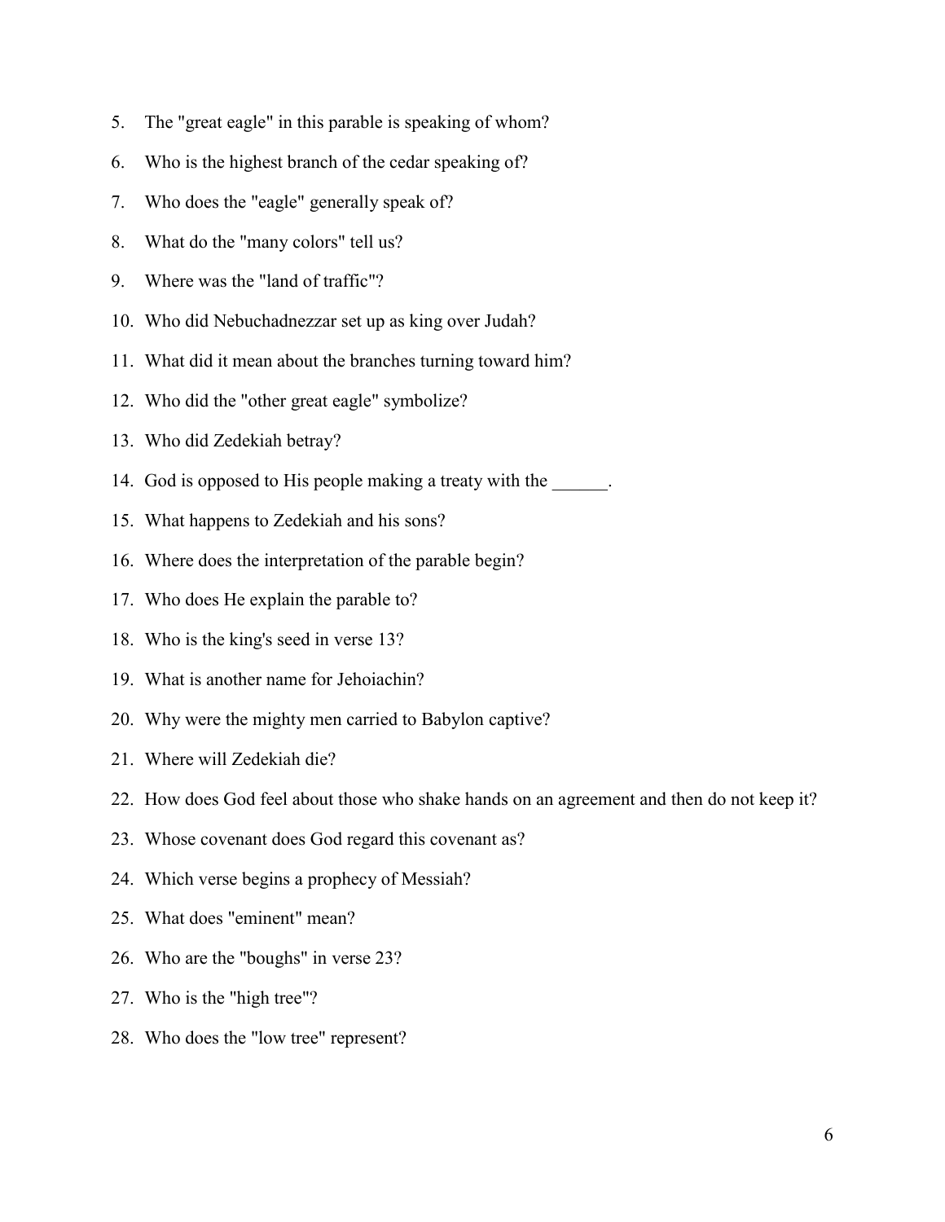5. The "great eagle" in this parable is speaking of whom?
6. Who is the highest branch of the cedar speaking of?
7. Who does the "eagle" generally speak of?
8. What do the "many colors" tell us?
9. Where was the "land of traffic"?
10. Who did Nebuchadnezzar set up as king over Judah?
11. What did it mean about the branches turning toward him?
12. Who did the "other great eagle" symbolize?
13. Who did Zedekiah betray?
14. God is opposed to His people making a treaty with the ______.
15. What happens to Zedekiah and his sons?
16. Where does the interpretation of the parable begin?
17. Who does He explain the parable to?
18. Who is the king's seed in verse 13?
19. What is another name for Jehoiachin?
20. Why were the mighty men carried to Babylon captive?
21. Where will Zedekiah die?
22. How does God feel about those who shake hands on an agreement and then do not keep it?
23. Whose covenant does God regard this covenant as?
24. Which verse begins a prophecy of Messiah?
25. What does "eminent" mean?
26. Who are the "boughs" in verse 23?
27. Who is the "high tree"?
28. Who does the "low tree" represent?